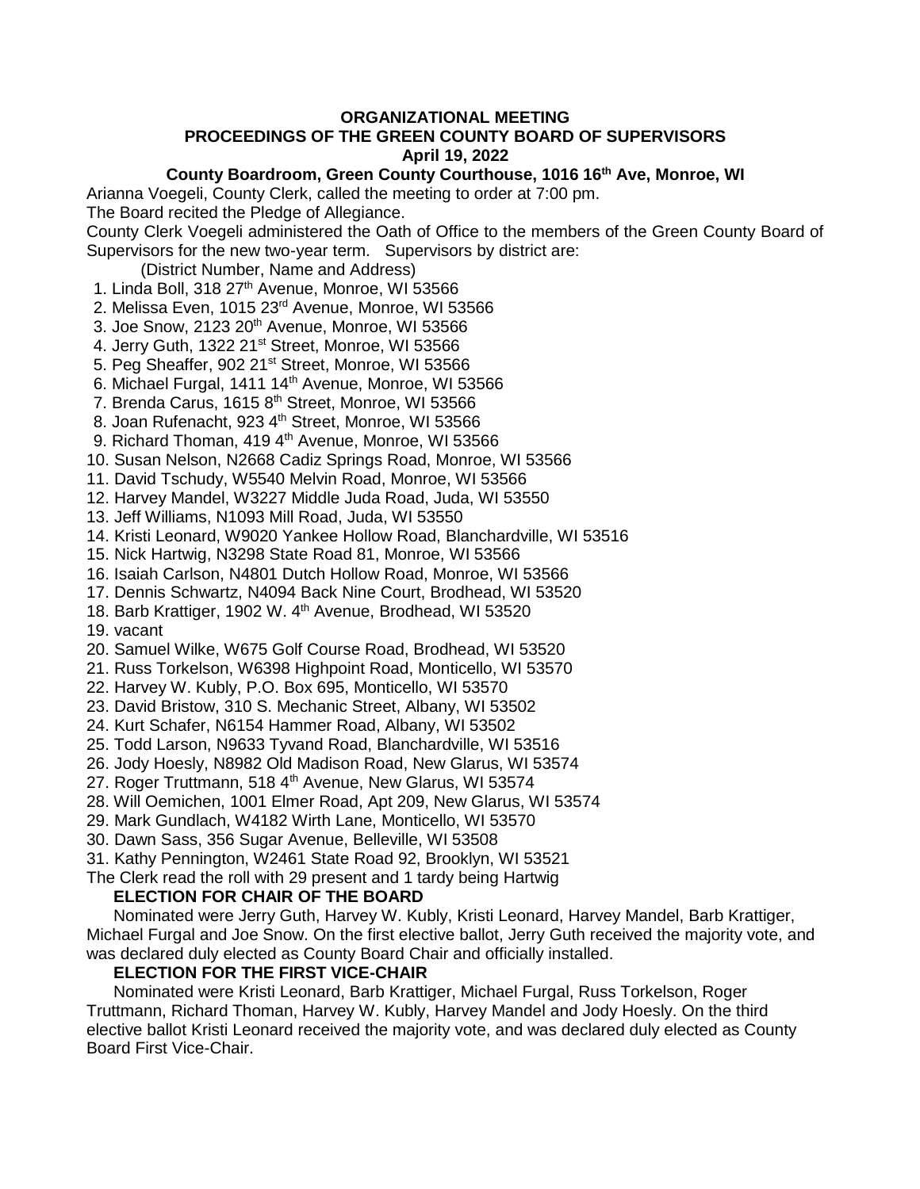# ORGANIZATIONAL MEETING
## PROCEEDINGS OF THE GREEN COUNTY BOARD OF SUPERVISORS
### April 19, 2022
### County Boardroom, Green County Courthouse, 1016 16th Ave, Monroe, WI

Arianna Voegeli, County Clerk, called the meeting to order at 7:00 pm.

The Board recited the Pledge of Allegiance.

County Clerk Voegeli administered the Oath of Office to the members of the Green County Board of Supervisors for the new two-year term. Supervisors by district are:

(District Number, Name and Address)

1. Linda Boll, 318 27th Avenue, Monroe, WI 53566
2. Melissa Even, 1015 23rd Avenue, Monroe, WI 53566
3. Joe Snow, 2123 20th Avenue, Monroe, WI 53566
4. Jerry Guth, 1322 21st Street, Monroe, WI 53566
5. Peg Sheaffer, 902 21st Street, Monroe, WI 53566
6. Michael Furgal, 1411 14th Avenue, Monroe, WI 53566
7. Brenda Carus, 1615 8th Street, Monroe, WI 53566
8. Joan Rufenacht, 923 4th Street, Monroe, WI 53566
9. Richard Thoman, 419 4th Avenue, Monroe, WI 53566
10. Susan Nelson, N2668 Cadiz Springs Road, Monroe, WI 53566
11. David Tschudy, W5540 Melvin Road, Monroe, WI 53566
12. Harvey Mandel, W3227 Middle Juda Road, Juda, WI 53550
13. Jeff Williams, N1093 Mill Road, Juda, WI 53550
14. Kristi Leonard, W9020 Yankee Hollow Road, Blanchardville, WI 53516
15. Nick Hartwig, N3298 State Road 81, Monroe, WI 53566
16. Isaiah Carlson, N4801 Dutch Hollow Road, Monroe, WI 53566
17. Dennis Schwartz, N4094 Back Nine Court, Brodhead, WI 53520
18. Barb Krattiger, 1902 W. 4th Avenue, Brodhead, WI 53520
19. vacant
20. Samuel Wilke, W675 Golf Course Road, Brodhead, WI 53520
21. Russ Torkelson, W6398 Highpoint Road, Monticello, WI 53570
22. Harvey W. Kubly, P.O. Box 695, Monticello, WI 53570
23. David Bristow, 310 S. Mechanic Street, Albany, WI 53502
24. Kurt Schafer, N6154 Hammer Road, Albany, WI 53502
25. Todd Larson, N9633 Tyvand Road, Blanchardville, WI 53516
26. Jody Hoesly, N8982 Old Madison Road, New Glarus, WI 53574
27. Roger Truttmann, 518 4th Avenue, New Glarus, WI 53574
28. Will Oemichen, 1001 Elmer Road, Apt 209, New Glarus, WI 53574
29. Mark Gundlach, W4182 Wirth Lane, Monticello, WI 53570
30. Dawn Sass, 356 Sugar Avenue, Belleville, WI 53508
31. Kathy Pennington, W2461 State Road 92, Brooklyn, WI 53521

The Clerk read the roll with 29 present and 1 tardy being Hartwig

**ELECTION FOR CHAIR OF THE BOARD**

Nominated were Jerry Guth, Harvey W. Kubly, Kristi Leonard, Harvey Mandel, Barb Krattiger, Michael Furgal and Joe Snow. On the first elective ballot, Jerry Guth received the majority vote, and was declared duly elected as County Board Chair and officially installed.

**ELECTION FOR THE FIRST VICE-CHAIR**

Nominated were Kristi Leonard, Barb Krattiger, Michael Furgal, Russ Torkelson, Roger Truttmann, Richard Thoman, Harvey W. Kubly, Harvey Mandel and Jody Hoesly. On the third elective ballot Kristi Leonard received the majority vote, and was declared duly elected as County Board First Vice-Chair.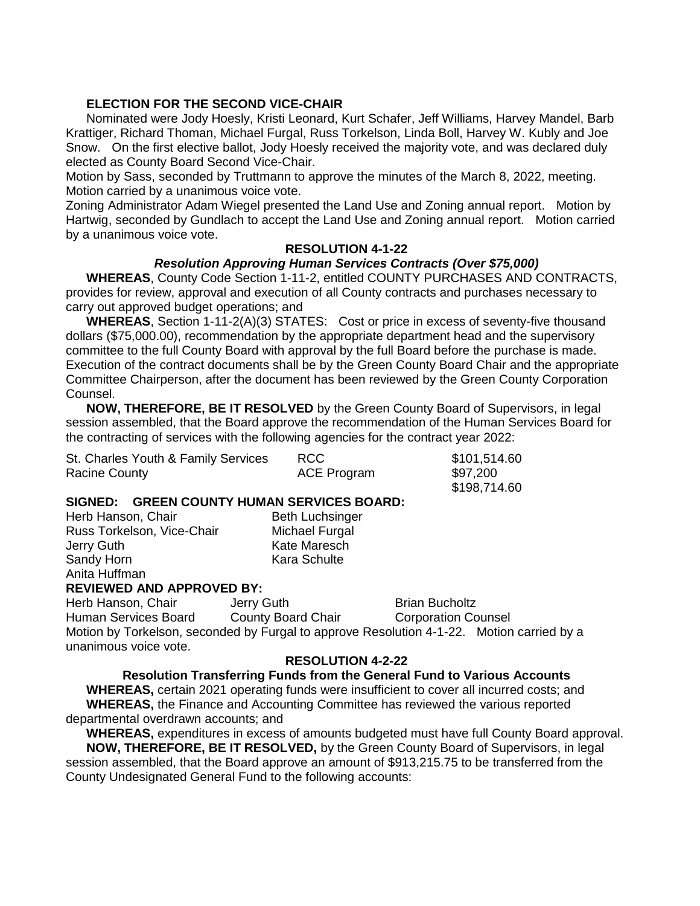**ELECTION FOR THE SECOND VICE-CHAIR**

Nominated were Jody Hoesly, Kristi Leonard, Kurt Schafer, Jeff Williams, Harvey Mandel, Barb Krattiger, Richard Thoman, Michael Furgal, Russ Torkelson, Linda Boll, Harvey W. Kubly and Joe Snow. On the first elective ballot, Jody Hoesly received the majority vote, and was declared duly elected as County Board Second Vice-Chair.

Motion by Sass, seconded by Truttmann to approve the minutes of the March 8, 2022, meeting. Motion carried by a unanimous voice vote.

Zoning Administrator Adam Wiegel presented the Land Use and Zoning annual report. Motion by Hartwig, seconded by Gundlach to accept the Land Use and Zoning annual report. Motion carried by a unanimous voice vote.

**RESOLUTION 4-1-22**

***Resolution Approving Human Services Contracts (Over $75,000)***

**WHEREAS**, County Code Section 1-11-2, entitled COUNTY PURCHASES AND CONTRACTS, provides for review, approval and execution of all County contracts and purchases necessary to carry out approved budget operations; and

**WHEREAS**, Section 1-11-2(A)(3) STATES: Cost or price in excess of seventy-five thousand dollars ($75,000.00), recommendation by the appropriate department head and the supervisory committee to the full County Board with approval by the full Board before the purchase is made. Execution of the contract documents shall be by the Green County Board Chair and the appropriate Committee Chairperson, after the document has been reviewed by the Green County Corporation Counsel.

**NOW, THEREFORE, BE IT RESOLVED** by the Green County Board of Supervisors, in legal session assembled, that the Board approve the recommendation of the Human Services Board for the contracting of services with the following agencies for the contract year 2022:

| | | |
|---|---|---|
| St. Charles Youth & Family Services | RCC | $101,514.60 |
| Racine County | ACE Program | $97,200 |
| | | $198,714.60 |

**SIGNED: GREEN COUNTY HUMAN SERVICES BOARD:**

Herb Hanson, Chair
Russ Torkelson, Vice-Chair
Jerry Guth
Sandy Horn
Anita Huffman
Beth Luchsinger
Michael Furgal
Kate Maresch
Kara Schulte

**REVIEWED AND APPROVED BY:**

| | | |
|---|---|---|
| Herb Hanson, Chair | Jerry Guth | Brian Bucholtz |
| Human Services Board | County Board Chair | Corporation Counsel |

Motion by Torkelson, seconded by Furgal to approve Resolution 4-1-22. Motion carried by a unanimous voice vote.

**RESOLUTION 4-2-22**

**Resolution Transferring Funds from the General Fund to Various Accounts**

**WHEREAS,** certain 2021 operating funds were insufficient to cover all incurred costs; and

**WHEREAS,** the Finance and Accounting Committee has reviewed the various reported departmental overdrawn accounts; and

**WHEREAS,** expenditures in excess of amounts budgeted must have full County Board approval.

**NOW, THEREFORE, BE IT RESOLVED,** by the Green County Board of Supervisors, in legal session assembled, that the Board approve an amount of $913,215.75 to be transferred from the County Undesignated General Fund to the following accounts: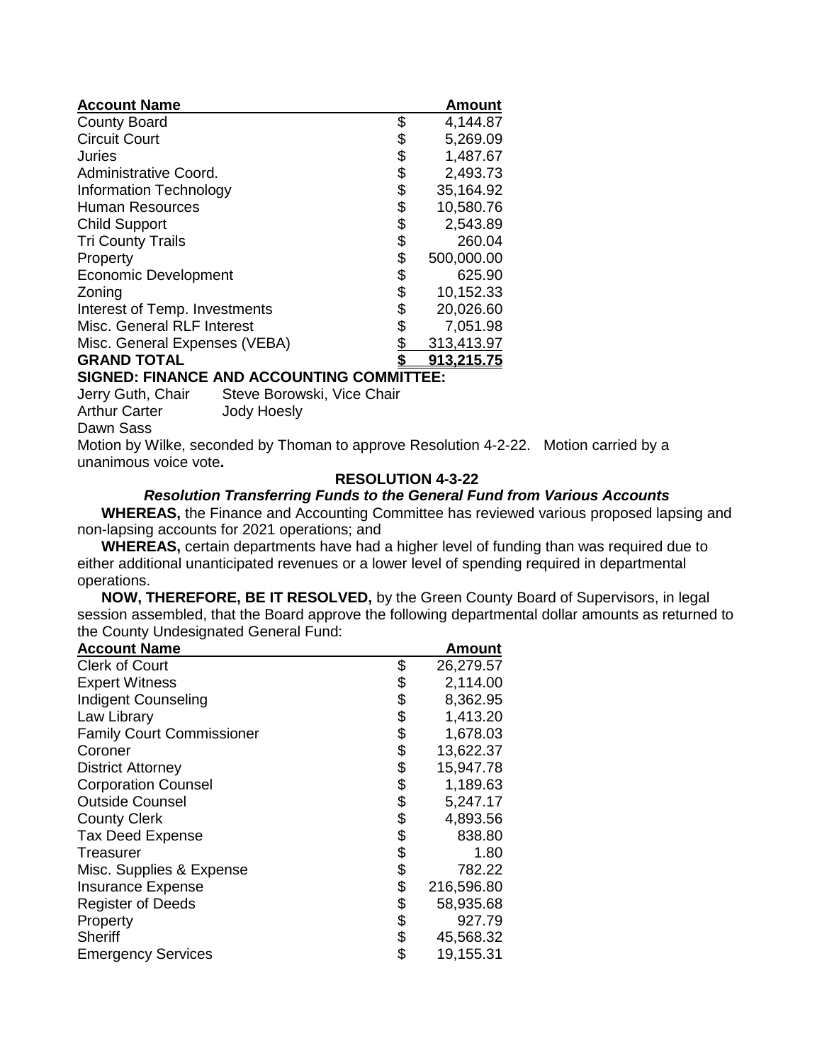| Account Name | Amount |
|---|---|
| County Board | $ 4,144.87 |
| Circuit Court | $ 5,269.09 |
| Juries | $ 1,487.67 |
| Administrative Coord. | $ 2,493.73 |
| Information Technology | $ 35,164.92 |
| Human Resources | $ 10,580.76 |
| Child Support | $ 2,543.89 |
| Tri County Trails | $ 260.04 |
| Property | $ 500,000.00 |
| Economic Development | $ 625.90 |
| Zoning | $ 10,152.33 |
| Interest of Temp. Investments | $ 20,026.60 |
| Misc. General RLF Interest | $ 7,051.98 |
| Misc. General Expenses (VEBA) | $ 313,413.97 |
| **GRAND TOTAL** | **$ 913,215.75** |

**SIGNED: FINANCE AND ACCOUNTING COMMITTEE:**

Jerry Guth, Chair Steve Borowski, Vice Chair
Arthur Carter Jody Hoesly
Dawn Sass

Motion by Wilke, seconded by Thoman to approve Resolution 4-2-22. Motion carried by a unanimous voice vote**.**

**RESOLUTION 4-3-22**

***Resolution Transferring Funds to the General Fund from Various Accounts***

**WHEREAS,** the Finance and Accounting Committee has reviewed various proposed lapsing and non-lapsing accounts for 2021 operations; and

**WHEREAS,** certain departments have had a higher level of funding than was required due to either additional unanticipated revenues or a lower level of spending required in departmental operations.

**NOW, THEREFORE, BE IT RESOLVED,** by the Green County Board of Supervisors, in legal session assembled, that the Board approve the following departmental dollar amounts as returned to the County Undesignated General Fund:

| Account Name | Amount |
|---|---|
| Clerk of Court | $ 26,279.57 |
| Expert Witness | $ 2,114.00 |
| Indigent Counseling | $ 8,362.95 |
| Law Library | $ 1,413.20 |
| Family Court Commissioner | $ 1,678.03 |
| Coroner | $ 13,622.37 |
| District Attorney | $ 15,947.78 |
| Corporation Counsel | $ 1,189.63 |
| Outside Counsel | $ 5,247.17 |
| County Clerk | $ 4,893.56 |
| Tax Deed Expense | $ 838.80 |
| Treasurer | $ 1.80 |
| Misc. Supplies & Expense | $ 782.22 |
| Insurance Expense | $ 216,596.80 |
| Register of Deeds | $ 58,935.68 |
| Property | $ 927.79 |
| Sheriff | $ 45,568.32 |
| Emergency Services | $ 19,155.31 |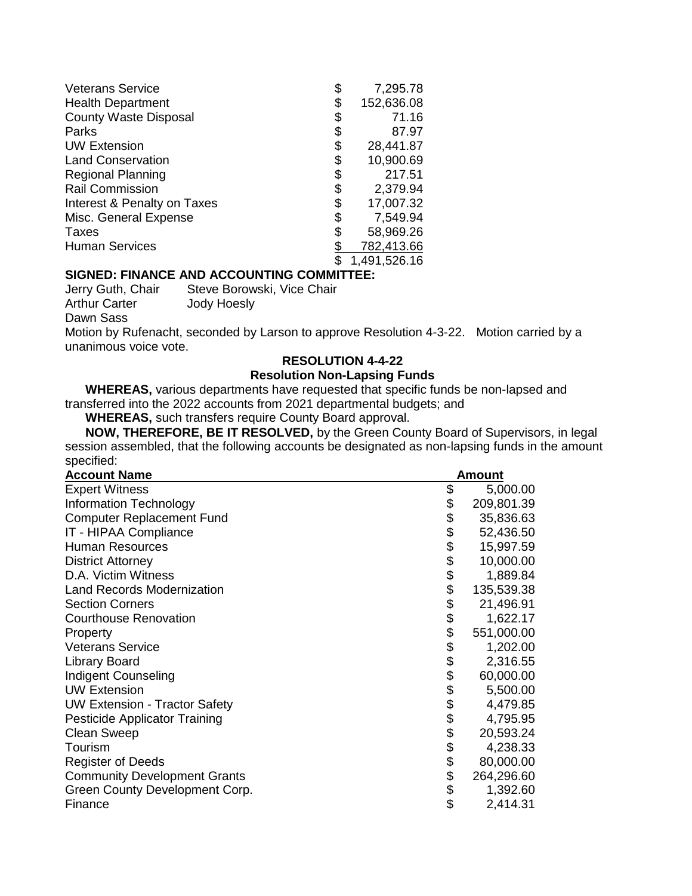| | |
|---|---|
| Veterans Service | $ 7,295.78 |
| Health Department | $ 152,636.08 |
| County Waste Disposal | $ 71.16 |
| Parks | $ 87.97 |
| UW Extension | $ 28,441.87 |
| Land Conservation | $ 10,900.69 |
| Regional Planning | $ 217.51 |
| Rail Commission | $ 2,379.94 |
| Interest & Penalty on Taxes | $ 17,007.32 |
| Misc. General Expense | $ 7,549.94 |
| Taxes | $ 58,969.26 |
| Human Services | $ 782,413.66 |
| | $ 1,491,526.16 |

**SIGNED: FINANCE AND ACCOUNTING COMMITTEE:**

Jerry Guth, Chair     Steve Borowski, Vice Chair
Arthur Carter     Jody Hoesly
Dawn Sass

Motion by Rufenacht, seconded by Larson to approve Resolution 4-3-22. Motion carried by a unanimous voice vote.

**RESOLUTION 4-4-22**
**Resolution Non-Lapsing Funds**

**WHEREAS,** various departments have requested that specific funds be non-lapsed and transferred into the 2022 accounts from 2021 departmental budgets; and

**WHEREAS,** such transfers require County Board approval.

**NOW, THEREFORE, BE IT RESOLVED,** by the Green County Board of Supervisors, in legal session assembled, that the following accounts be designated as non-lapsing funds in the amount specified:

| Account Name | Amount |
|---|---|
| Expert Witness | $ 5,000.00 |
| Information Technology | $ 209,801.39 |
| Computer Replacement Fund | $ 35,836.63 |
| IT - HIPAA Compliance | $ 52,436.50 |
| Human Resources | $ 15,997.59 |
| District Attorney | $ 10,000.00 |
| D.A. Victim Witness | $ 1,889.84 |
| Land Records Modernization | $ 135,539.38 |
| Section Corners | $ 21,496.91 |
| Courthouse Renovation | $ 1,622.17 |
| Property | $ 551,000.00 |
| Veterans Service | $ 1,202.00 |
| Library Board | $ 2,316.55 |
| Indigent Counseling | $ 60,000.00 |
| UW Extension | $ 5,500.00 |
| UW Extension - Tractor Safety | $ 4,479.85 |
| Pesticide Applicator Training | $ 4,795.95 |
| Clean Sweep | $ 20,593.24 |
| Tourism | $ 4,238.33 |
| Register of Deeds | $ 80,000.00 |
| Community Development Grants | $ 264,296.60 |
| Green County Development Corp. | $ 1,392.60 |
| Finance | $ 2,414.31 |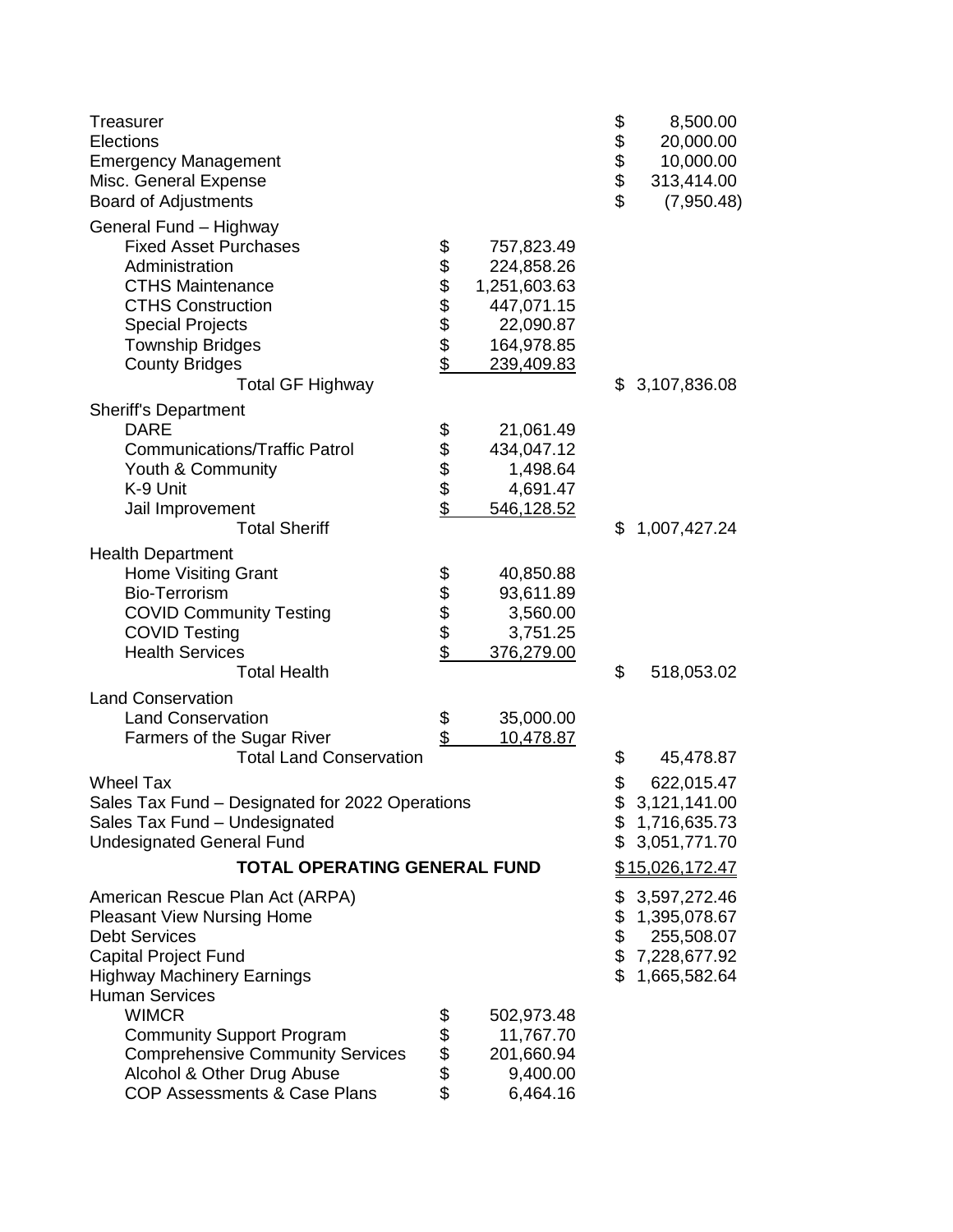| | | |
|---|---|---|
| Treasurer | | $ 8,500.00 |
| Elections | | $ 20,000.00 |
| Emergency Management | | $ 10,000.00 |
| Misc. General Expense | | $ 313,414.00 |
| Board of Adjustments | | $ (7,950.48) |
| General Fund – Highway | | |
| Fixed Asset Purchases | $ 757,823.49 | |
| Administration | $ 224,858.26 | |
| CTHS Maintenance | $ 1,251,603.63 | |
| CTHS Construction | $ 447,071.15 | |
| Special Projects | $ 22,090.87 | |
| Township Bridges | $ 164,978.85 | |
| County Bridges | $ 239,409.83 | |
| Total GF Highway | | $ 3,107,836.08 |
| Sheriff's Department | | |
| DARE | $ 21,061.49 | |
| Communications/Traffic Patrol | $ 434,047.12 | |
| Youth & Community | $ 1,498.64 | |
| K-9 Unit | $ 4,691.47 | |
| Jail Improvement | $ 546,128.52 | |
| Total Sheriff | | $ 1,007,427.24 |
| Health Department | | |
| Home Visiting Grant | $ 40,850.88 | |
| Bio-Terrorism | $ 93,611.89 | |
| COVID Community Testing | $ 3,560.00 | |
| COVID Testing | $ 3,751.25 | |
| Health Services | $ 376,279.00 | |
| Total Health | | $ 518,053.02 |
| Land Conservation | | |
| Land Conservation | $ 35,000.00 | |
| Farmers of the Sugar River | $ 10,478.87 | |
| Total Land Conservation | | $ 45,478.87 |
| Wheel Tax | | $ 622,015.47 |
| Sales Tax Fund – Designated for 2022 Operations | | $ 3,121,141.00 |
| Sales Tax Fund – Undesignated | | $ 1,716,635.73 |
| Undesignated General Fund | | $ 3,051,771.70 |
| **TOTAL OPERATING GENERAL FUND** | | $15,026,172.47 |
| American Rescue Plan Act (ARPA) | | $ 3,597,272.46 |
| Pleasant View Nursing Home | | $ 1,395,078.67 |
| Debt Services | | $ 255,508.07 |
| Capital Project Fund | | $ 7,228,677.92 |
| Highway Machinery Earnings | | $ 1,665,582.64 |
| Human Services | | |
| WIMCR | $ 502,973.48 | |
| Community Support Program | $ 11,767.70 | |
| Comprehensive Community Services | $ 201,660.94 | |
| Alcohol & Other Drug Abuse | $ 9,400.00 | |
| COP Assessments & Case Plans | $ 6,464.16 | |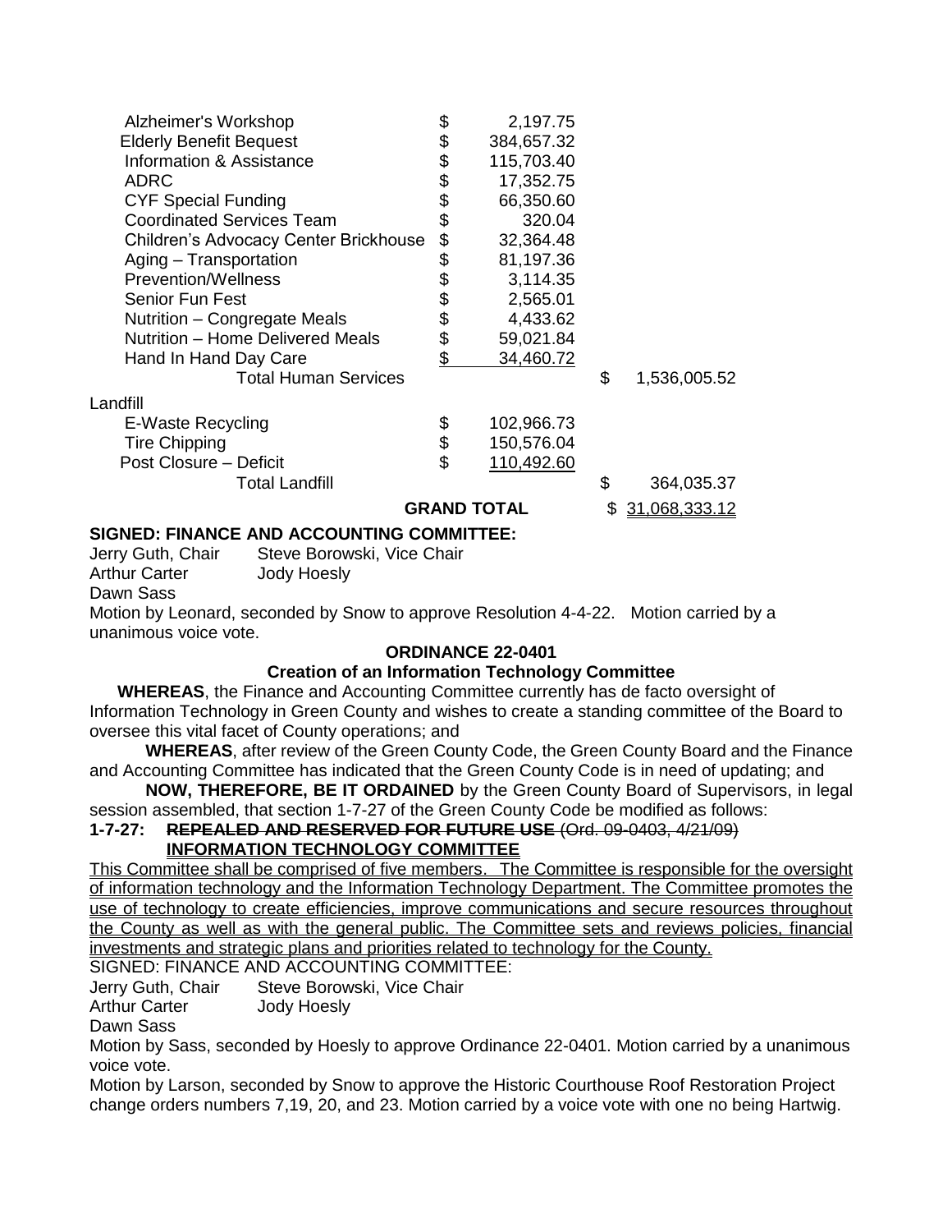| | | | |
|---|---|---|---|
| Alzheimer's Workshop | $ | 2,197.75 | |
| Elderly Benefit Bequest | $ | 384,657.32 | |
| Information & Assistance | $ | 115,703.40 | |
| ADRC | $ | 17,352.75 | |
| CYF Special Funding | $ | 66,350.60 | |
| Coordinated Services Team | $ | 320.04 | |
| Children's Advocacy Center Brickhouse | $ | 32,364.48 | |
| Aging – Transportation | $ | 81,197.36 | |
| Prevention/Wellness | $ | 3,114.35 | |
| Senior Fun Fest | $ | 2,565.01 | |
| Nutrition – Congregate Meals | $ | 4,433.62 | |
| Nutrition – Home Delivered Meals | $ | 59,021.84 | |
| Hand In Hand Day Care | $ | 34,460.72 | |
| Total Human Services | | | $ 1,536,005.52 |
| Landfill | | | |
| E-Waste Recycling | $ | 102,966.73 | |
| Tire Chipping | $ | 150,576.04 | |
| Post Closure – Deficit | $ | 110,492.60 | |
| Total Landfill | | | $ 364,035.37 |
| | **GRAND TOTAL** | | $ 31,068,333.12 |

**SIGNED: FINANCE AND ACCOUNTING COMMITTEE:**

Jerry Guth, Chair Steve Borowski, Vice Chair
Arthur Carter Jody Hoesly
Dawn Sass

Motion by Leonard, seconded by Snow to approve Resolution 4-4-22. Motion carried by a unanimous voice vote.

**ORDINANCE 22-0401**

**Creation of an Information Technology Committee**

**WHEREAS**, the Finance and Accounting Committee currently has de facto oversight of Information Technology in Green County and wishes to create a standing committee of the Board to oversee this vital facet of County operations; and

**WHEREAS**, after review of the Green County Code, the Green County Board and the Finance and Accounting Committee has indicated that the Green County Code is in need of updating; and

**NOW, THEREFORE, BE IT ORDAINED** by the Green County Board of Supervisors, in legal session assembled, that section 1-7-27 of the Green County Code be modified as follows:

**1-7-27:** ~~**REPEALED AND RESERVED FOR FUTURE USE** (Ord. 09-0403, 4/21/09)~~
<u>**INFORMATION TECHNOLOGY COMMITTEE**</u>

<u>This Committee shall be comprised of five members. The Committee is responsible for the oversight of information technology and the Information Technology Department. The Committee promotes the use of technology to create efficiencies, improve communications and secure resources throughout the County as well as with the general public. The Committee sets and reviews policies, financial investments and strategic plans and priorities related to technology for the County.</u>

SIGNED: FINANCE AND ACCOUNTING COMMITTEE:

Jerry Guth, Chair Steve Borowski, Vice Chair
Arthur Carter Jody Hoesly
Dawn Sass

Motion by Sass, seconded by Hoesly to approve Ordinance 22-0401. Motion carried by a unanimous voice vote.

Motion by Larson, seconded by Snow to approve the Historic Courthouse Roof Restoration Project change orders numbers 7,19, 20, and 23. Motion carried by a voice vote with one no being Hartwig.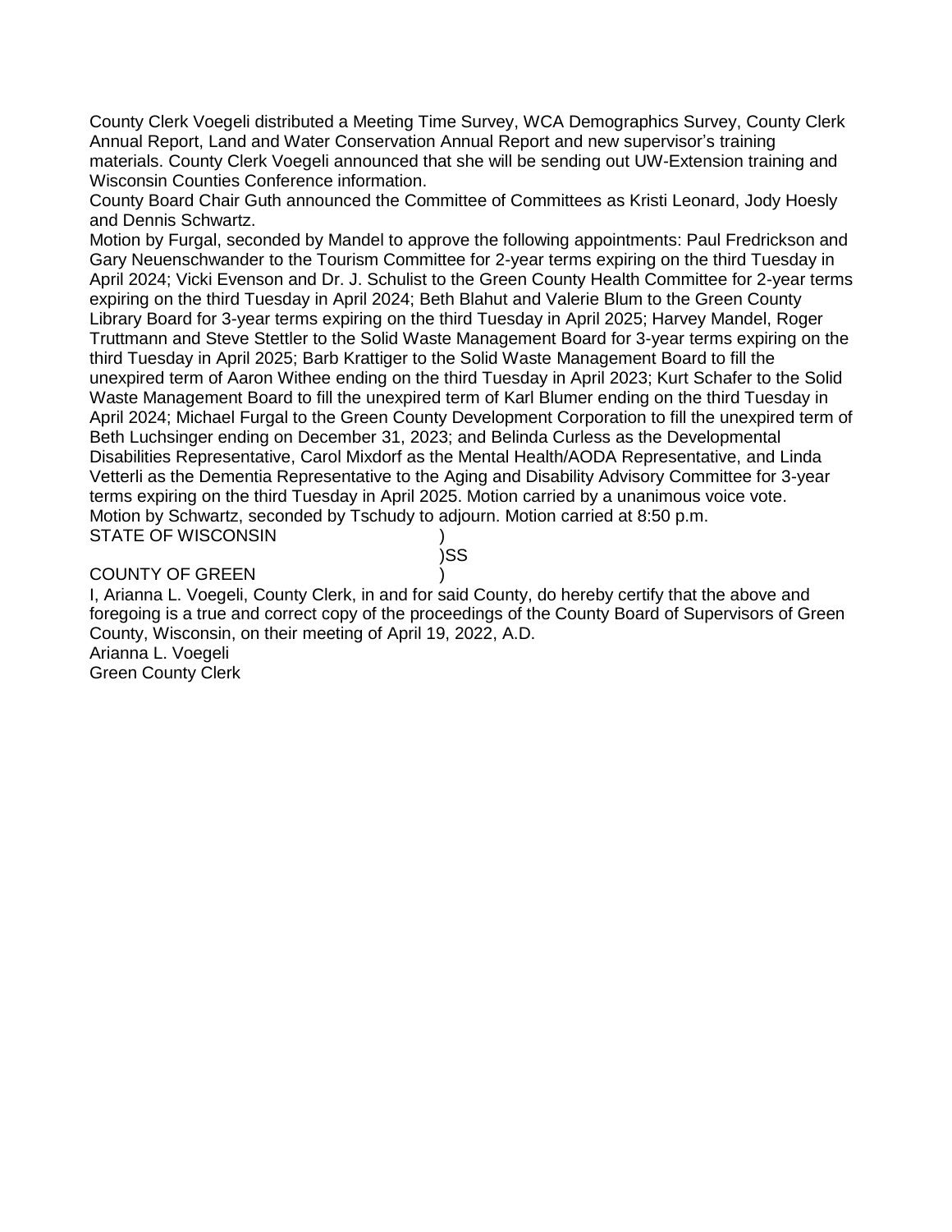County Clerk Voegeli distributed a Meeting Time Survey, WCA Demographics Survey, County Clerk Annual Report, Land and Water Conservation Annual Report and new supervisor's training materials. County Clerk Voegeli announced that she will be sending out UW-Extension training and Wisconsin Counties Conference information.

County Board Chair Guth announced the Committee of Committees as Kristi Leonard, Jody Hoesly and Dennis Schwartz.

Motion by Furgal, seconded by Mandel to approve the following appointments: Paul Fredrickson and Gary Neuenschwander to the Tourism Committee for 2-year terms expiring on the third Tuesday in April 2024; Vicki Evenson and Dr. J. Schulist to the Green County Health Committee for 2-year terms expiring on the third Tuesday in April 2024; Beth Blahut and Valerie Blum to the Green County Library Board for 3-year terms expiring on the third Tuesday in April 2025; Harvey Mandel, Roger Truttmann and Steve Stettler to the Solid Waste Management Board for 3-year terms expiring on the third Tuesday in April 2025; Barb Krattiger to the Solid Waste Management Board to fill the unexpired term of Aaron Withee ending on the third Tuesday in April 2023; Kurt Schafer to the Solid Waste Management Board to fill the unexpired term of Karl Blumer ending on the third Tuesday in April 2024; Michael Furgal to the Green County Development Corporation to fill the unexpired term of Beth Luchsinger ending on December 31, 2023; and Belinda Curless as the Developmental Disabilities Representative, Carol Mixdorf as the Mental Health/AODA Representative, and Linda Vetterli as the Dementia Representative to the Aging and Disability Advisory Committee for 3-year terms expiring on the third Tuesday in April 2025. Motion carried by a unanimous voice vote.

Motion by Schwartz, seconded by Tschudy to adjourn. Motion carried at 8:50 p.m.

STATE OF WISCONSIN )
)SS
COUNTY OF GREEN )

I, Arianna L. Voegeli, County Clerk, in and for said County, do hereby certify that the above and foregoing is a true and correct copy of the proceedings of the County Board of Supervisors of Green County, Wisconsin, on their meeting of April 19, 2022, A.D.

Arianna L. Voegeli
Green County Clerk